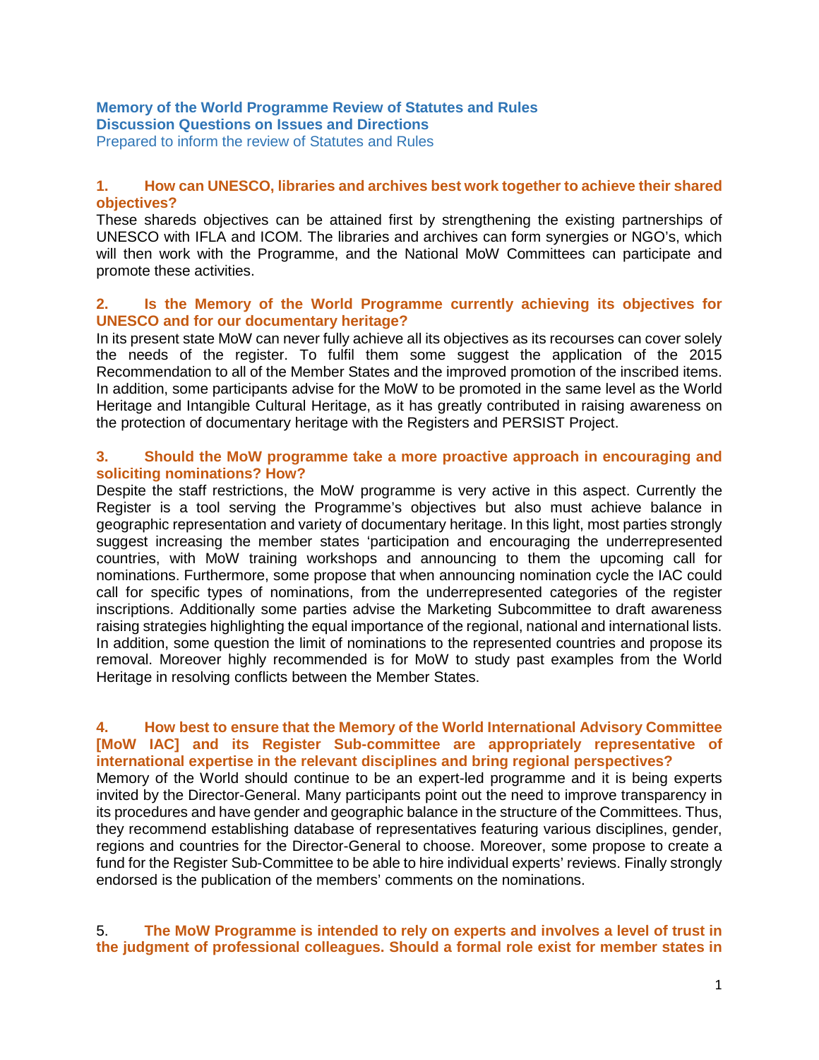**Memory of the World Programme Review of Statutes and Rules**
**Discussion Questions on Issues and Directions**
Prepared to inform the review of Statutes and Rules

### 1. How can UNESCO, libraries and archives best work together to achieve their shared objectives?

These shareds objectives can be attained first by strengthening the existing partnerships of UNESCO with IFLA and ICOM. The libraries and archives can form synergies or NGO's, which will then work with the Programme, and the National MoW Committees can participate and promote these activities.

### 2. Is the Memory of the World Programme currently achieving its objectives for UNESCO and for our documentary heritage?

In its present state MoW can never fully achieve all its objectives as its recourses can cover solely the needs of the register. To fulfil them some suggest the application of the 2015 Recommendation to all of the Member States and the improved promotion of the inscribed items. In addition, some participants advise for the MoW to be promoted in the same level as the World Heritage and Intangible Cultural Heritage, as it has greatly contributed in raising awareness on the protection of documentary heritage with the Registers and PERSIST Project.

### 3. Should the MoW programme take a more proactive approach in encouraging and soliciting nominations? How?

Despite the staff restrictions, the MoW programme is very active in this aspect. Currently the Register is a tool serving the Programme's objectives but also must achieve balance in geographic representation and variety of documentary heritage. In this light, most parties strongly suggest increasing the member states 'participation and encouraging the underrepresented countries, with MoW training workshops and announcing to them the upcoming call for nominations. Furthermore, some propose that when announcing nomination cycle the IAC could call for specific types of nominations, from the underrepresented categories of the register inscriptions. Additionally some parties advise the Marketing Subcommittee to draft awareness raising strategies highlighting the equal importance of the regional, national and international lists. In addition, some question the limit of nominations to the represented countries and propose its removal. Moreover highly recommended is for MoW to study past examples from the World Heritage in resolving conflicts between the Member States.

### 4. How best to ensure that the Memory of the World International Advisory Committee [MoW IAC] and its Register Sub-committee are appropriately representative of international expertise in the relevant disciplines and bring regional perspectives?

Memory of the World should continue to be an expert-led programme and it is being experts invited by the Director-General. Many participants point out the need to improve transparency in its procedures and have gender and geographic balance in the structure of the Committees. Thus, they recommend establishing database of representatives featuring various disciplines, gender, regions and countries for the Director-General to choose. Moreover, some propose to create a fund for the Register Sub-Committee to be able to hire individual experts' reviews. Finally strongly endorsed is the publication of the members' comments on the nominations.

### 5. The MoW Programme is intended to rely on experts and involves a level of trust in the judgment of professional colleagues. Should a formal role exist for member states in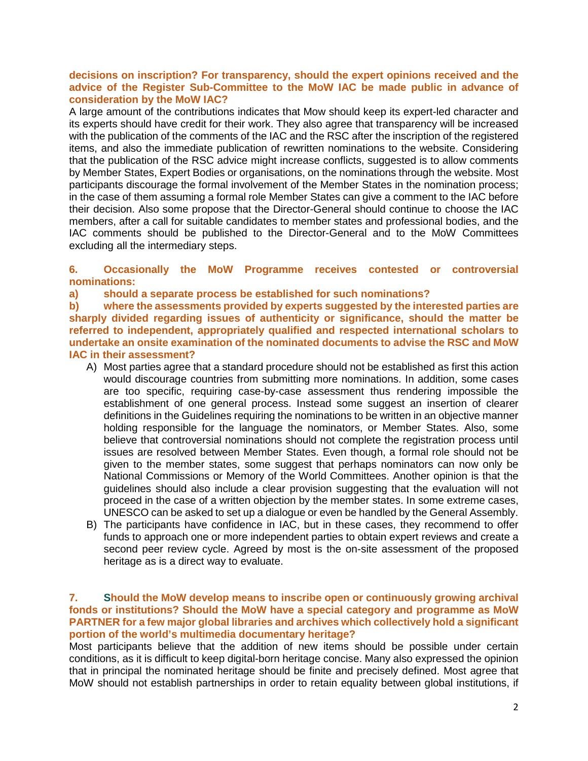**decisions on inscription? For transparency, should the expert opinions received and the advice of the Register Sub-Committee to the MoW IAC be made public in advance of consideration by the MoW IAC?**

A large amount of the contributions indicates that Mow should keep its expert-led character and its experts should have credit for their work. They also agree that transparency will be increased with the publication of the comments of the IAC and the RSC after the inscription of the registered items, and also the immediate publication of rewritten nominations to the website. Considering that the publication of the RSC advice might increase conflicts, suggested is to allow comments by Member States, Expert Bodies or organisations, on the nominations through the website. Most participants discourage the formal involvement of the Member States in the nomination process; in the case of them assuming a formal role Member States can give a comment to the IAC before their decision. Also some propose that the Director-General should continue to choose the IAC members, after a call for suitable candidates to member states and professional bodies, and the IAC comments should be published to the Director-General and to the MoW Committees excluding all the intermediary steps.

**6. Occasionally the MoW Programme receives contested or controversial nominations:**

**a) should a separate process be established for such nominations?**

**b) where the assessments provided by experts suggested by the interested parties are sharply divided regarding issues of authenticity or significance, should the matter be referred to independent, appropriately qualified and respected international scholars to undertake an onsite examination of the nominated documents to advise the RSC and MoW IAC in their assessment?**

A) Most parties agree that a standard procedure should not be established as first this action would discourage countries from submitting more nominations. In addition, some cases are too specific, requiring case-by-case assessment thus rendering impossible the establishment of one general process. Instead some suggest an insertion of clearer definitions in the Guidelines requiring the nominations to be written in an objective manner holding responsible for the language the nominators, or Member States. Also, some believe that controversial nominations should not complete the registration process until issues are resolved between Member States. Even though, a formal role should not be given to the member states, some suggest that perhaps nominators can now only be National Commissions or Memory of the World Committees. Another opinion is that the guidelines should also include a clear provision suggesting that the evaluation will not proceed in the case of a written objection by the member states. In some extreme cases, UNESCO can be asked to set up a dialogue or even be handled by the General Assembly.

B) The participants have confidence in IAC, but in these cases, they recommend to offer funds to approach one or more independent parties to obtain expert reviews and create a second peer review cycle. Agreed by most is the on-site assessment of the proposed heritage as is a direct way to evaluate.

**7. Should the MoW develop means to inscribe open or continuously growing archival fonds or institutions? Should the MoW have a special category and programme as MoW PARTNER for a few major global libraries and archives which collectively hold a significant portion of the world's multimedia documentary heritage?**

Most participants believe that the addition of new items should be possible under certain conditions, as it is difficult to keep digital-born heritage concise. Many also expressed the opinion that in principal the nominated heritage should be finite and precisely defined. Most agree that MoW should not establish partnerships in order to retain equality between global institutions, if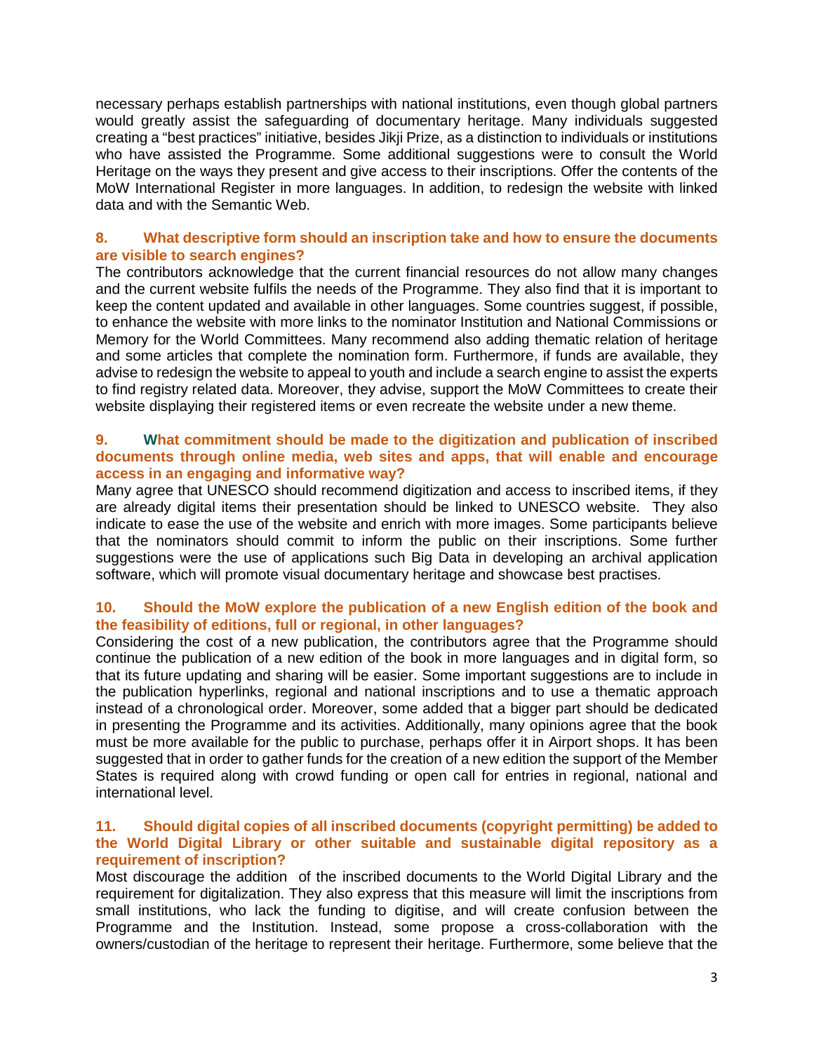necessary perhaps establish partnerships with national institutions, even though global partners would greatly assist the safeguarding of documentary heritage. Many individuals suggested creating a "best practices" initiative, besides Jikji Prize, as a distinction to individuals or institutions who have assisted the Programme. Some additional suggestions were to consult the World Heritage on the ways they present and give access to their inscriptions. Offer the contents of the MoW International Register in more languages. In addition, to redesign the website with linked data and with the Semantic Web.

### 8. What descriptive form should an inscription take and how to ensure the documents are visible to search engines?

The contributors acknowledge that the current financial resources do not allow many changes and the current website fulfils the needs of the Programme. They also find that it is important to keep the content updated and available in other languages. Some countries suggest, if possible, to enhance the website with more links to the nominator Institution and National Commissions or Memory for the World Committees. Many recommend also adding thematic relation of heritage and some articles that complete the nomination form. Furthermore, if funds are available, they advise to redesign the website to appeal to youth and include a search engine to assist the experts to find registry related data. Moreover, they advise, support the MoW Committees to create their website displaying their registered items or even recreate the website under a new theme.

### 9. What commitment should be made to the digitization and publication of inscribed documents through online media, web sites and apps, that will enable and encourage access in an engaging and informative way?

Many agree that UNESCO should recommend digitization and access to inscribed items, if they are already digital items their presentation should be linked to UNESCO website. They also indicate to ease the use of the website and enrich with more images. Some participants believe that the nominators should commit to inform the public on their inscriptions. Some further suggestions were the use of applications such Big Data in developing an archival application software, which will promote visual documentary heritage and showcase best practises.

### 10. Should the MoW explore the publication of a new English edition of the book and the feasibility of editions, full or regional, in other languages?

Considering the cost of a new publication, the contributors agree that the Programme should continue the publication of a new edition of the book in more languages and in digital form, so that its future updating and sharing will be easier. Some important suggestions are to include in the publication hyperlinks, regional and national inscriptions and to use a thematic approach instead of a chronological order. Moreover, some added that a bigger part should be dedicated in presenting the Programme and its activities. Additionally, many opinions agree that the book must be more available for the public to purchase, perhaps offer it in Airport shops. It has been suggested that in order to gather funds for the creation of a new edition the support of the Member States is required along with crowd funding or open call for entries in regional, national and international level.

### 11. Should digital copies of all inscribed documents (copyright permitting) be added to the World Digital Library or other suitable and sustainable digital repository as a requirement of inscription?

Most discourage the addition of the inscribed documents to the World Digital Library and the requirement for digitalization. They also express that this measure will limit the inscriptions from small institutions, who lack the funding to digitise, and will create confusion between the Programme and the Institution. Instead, some propose a cross-collaboration with the owners/custodian of the heritage to represent their heritage. Furthermore, some believe that the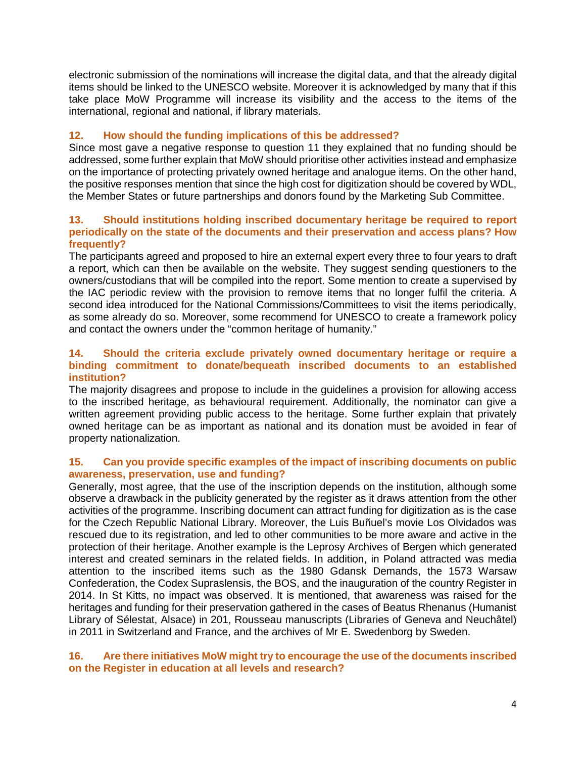electronic submission of the nominations will increase the digital data, and that the already digital items should be linked to the UNESCO website. Moreover it is acknowledged by many that if this take place MoW Programme will increase its visibility and the access to the items of the international, regional and national, if library materials.

### 12. How should the funding implications of this be addressed?

Since most gave a negative response to question 11 they explained that no funding should be addressed, some further explain that MoW should prioritise other activities instead and emphasize on the importance of protecting privately owned heritage and analogue items. On the other hand, the positive responses mention that since the high cost for digitization should be covered by WDL, the Member States or future partnerships and donors found by the Marketing Sub Committee.

### 13. Should institutions holding inscribed documentary heritage be required to report periodically on the state of the documents and their preservation and access plans? How frequently?

The participants agreed and proposed to hire an external expert every three to four years to draft a report, which can then be available on the website. They suggest sending questioners to the owners/custodians that will be compiled into the report. Some mention to create a supervised by the IAC periodic review with the provision to remove items that no longer fulfil the criteria. A second idea introduced for the National Commissions/Committees to visit the items periodically, as some already do so. Moreover, some recommend for UNESCO to create a framework policy and contact the owners under the "common heritage of humanity."

### 14. Should the criteria exclude privately owned documentary heritage or require a binding commitment to donate/bequeath inscribed documents to an established institution?

The majority disagrees and propose to include in the guidelines a provision for allowing access to the inscribed heritage, as behavioural requirement. Additionally, the nominator can give a written agreement providing public access to the heritage. Some further explain that privately owned heritage can be as important as national and its donation must be avoided in fear of property nationalization.

### 15. Can you provide specific examples of the impact of inscribing documents on public awareness, preservation, use and funding?

Generally, most agree, that the use of the inscription depends on the institution, although some observe a drawback in the publicity generated by the register as it draws attention from the other activities of the programme. Inscribing document can attract funding for digitization as is the case for the Czech Republic National Library. Moreover, the Luis Buñuel's movie Los Olvidados was rescued due to its registration, and led to other communities to be more aware and active in the protection of their heritage. Another example is the Leprosy Archives of Bergen which generated interest and created seminars in the related fields. In addition, in Poland attracted was media attention to the inscribed items such as the 1980 Gdansk Demands, the 1573 Warsaw Confederation, the Codex Supraslensis, the BOS, and the inauguration of the country Register in 2014. In St Kitts, no impact was observed. It is mentioned, that awareness was raised for the heritages and funding for their preservation gathered in the cases of Beatus Rhenanus (Humanist Library of Sélestat, Alsace) in 201, Rousseau manuscripts (Libraries of Geneva and Neuchâtel) in 2011 in Switzerland and France, and the archives of Mr E. Swedenborg by Sweden.

### 16. Are there initiatives MoW might try to encourage the use of the documents inscribed on the Register in education at all levels and research?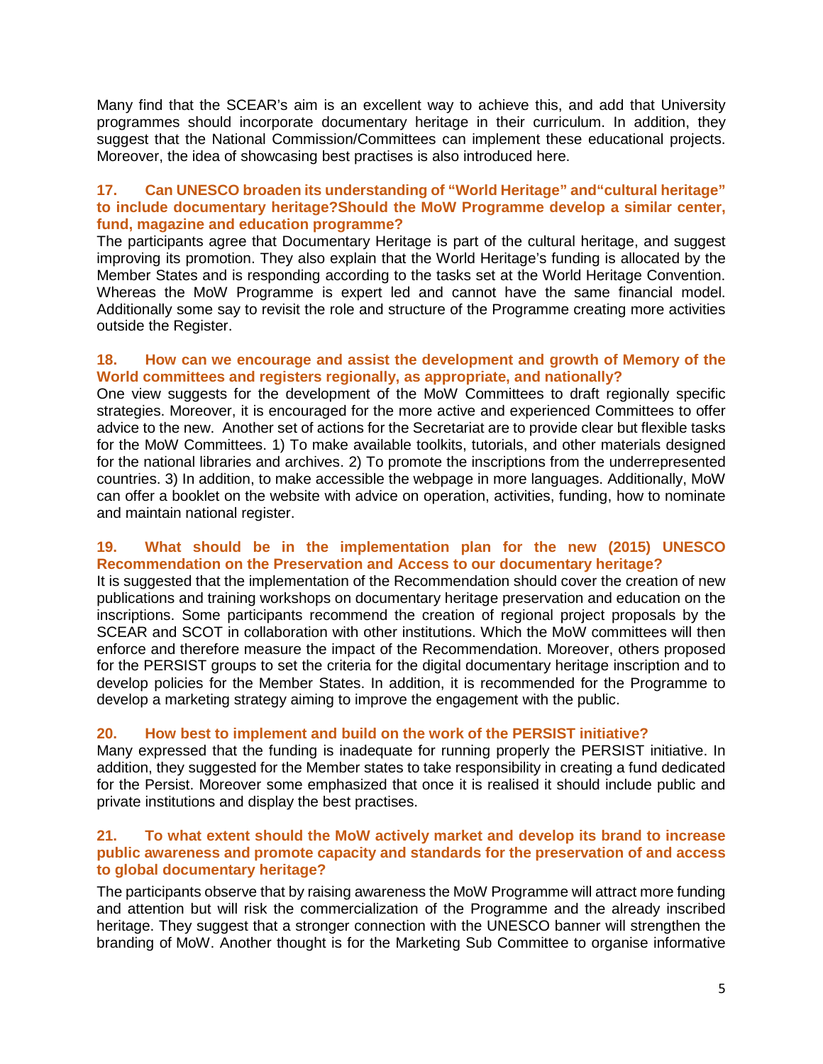Many find that the SCEAR's aim is an excellent way to achieve this, and add that University programmes should incorporate documentary heritage in their curriculum. In addition, they suggest that the National Commission/Committees can implement these educational projects. Moreover, the idea of showcasing best practises is also introduced here.

### 17. Can UNESCO broaden its understanding of "World Heritage" and"cultural heritage" to include documentary heritage?Should the MoW Programme develop a similar center, fund, magazine and education programme?

The participants agree that Documentary Heritage is part of the cultural heritage, and suggest improving its promotion. They also explain that the World Heritage's funding is allocated by the Member States and is responding according to the tasks set at the World Heritage Convention. Whereas the MoW Programme is expert led and cannot have the same financial model. Additionally some say to revisit the role and structure of the Programme creating more activities outside the Register.

### 18. How can we encourage and assist the development and growth of Memory of the World committees and registers regionally, as appropriate, and nationally?

One view suggests for the development of the MoW Committees to draft regionally specific strategies. Moreover, it is encouraged for the more active and experienced Committees to offer advice to the new. Another set of actions for the Secretariat are to provide clear but flexible tasks for the MoW Committees. 1) To make available toolkits, tutorials, and other materials designed for the national libraries and archives. 2) To promote the inscriptions from the underrepresented countries. 3) In addition, to make accessible the webpage in more languages. Additionally, MoW can offer a booklet on the website with advice on operation, activities, funding, how to nominate and maintain national register.

### 19. What should be in the implementation plan for the new (2015) UNESCO Recommendation on the Preservation and Access to our documentary heritage?

It is suggested that the implementation of the Recommendation should cover the creation of new publications and training workshops on documentary heritage preservation and education on the inscriptions. Some participants recommend the creation of regional project proposals by the SCEAR and SCOT in collaboration with other institutions. Which the MoW committees will then enforce and therefore measure the impact of the Recommendation. Moreover, others proposed for the PERSIST groups to set the criteria for the digital documentary heritage inscription and to develop policies for the Member States. In addition, it is recommended for the Programme to develop a marketing strategy aiming to improve the engagement with the public.

### 20. How best to implement and build on the work of the PERSIST initiative?

Many expressed that the funding is inadequate for running properly the PERSIST initiative. In addition, they suggested for the Member states to take responsibility in creating a fund dedicated for the Persist. Moreover some emphasized that once it is realised it should include public and private institutions and display the best practises.

### 21. To what extent should the MoW actively market and develop its brand to increase public awareness and promote capacity and standards for the preservation of and access to global documentary heritage?

The participants observe that by raising awareness the MoW Programme will attract more funding and attention but will risk the commercialization of the Programme and the already inscribed heritage. They suggest that a stronger connection with the UNESCO banner will strengthen the branding of MoW. Another thought is for the Marketing Sub Committee to organise informative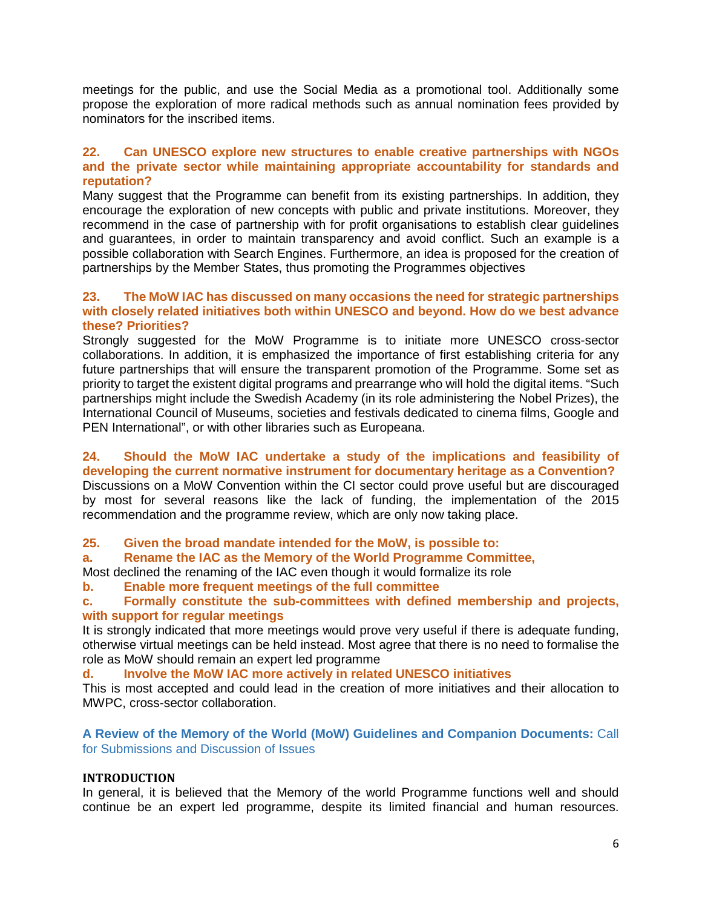meetings for the public, and use the Social Media as a promotional tool. Additionally some propose the exploration of more radical methods such as annual nomination fees provided by nominators for the inscribed items.

**22. Can UNESCO explore new structures to enable creative partnerships with NGOs and the private sector while maintaining appropriate accountability for standards and reputation?**

Many suggest that the Programme can benefit from its existing partnerships. In addition, they encourage the exploration of new concepts with public and private institutions. Moreover, they recommend in the case of partnership with for profit organisations to establish clear guidelines and guarantees, in order to maintain transparency and avoid conflict. Such an example is a possible collaboration with Search Engines. Furthermore, an idea is proposed for the creation of partnerships by the Member States, thus promoting the Programmes objectives

**23. The MoW IAC has discussed on many occasions the need for strategic partnerships with closely related initiatives both within UNESCO and beyond. How do we best advance these? Priorities?**

Strongly suggested for the MoW Programme is to initiate more UNESCO cross-sector collaborations. In addition, it is emphasized the importance of first establishing criteria for any future partnerships that will ensure the transparent promotion of the Programme. Some set as priority to target the existent digital programs and prearrange who will hold the digital items. "Such partnerships might include the Swedish Academy (in its role administering the Nobel Prizes), the International Council of Museums, societies and festivals dedicated to cinema films, Google and PEN International", or with other libraries such as Europeana.

**24. Should the MoW IAC undertake a study of the implications and feasibility of developing the current normative instrument for documentary heritage as a Convention?**

Discussions on a MoW Convention within the CI sector could prove useful but are discouraged by most for several reasons like the lack of funding, the implementation of the 2015 recommendation and the programme review, which are only now taking place.

**25. Given the broad mandate intended for the MoW, is possible to:**

**a. Rename the IAC as the Memory of the World Programme Committee,**

Most declined the renaming of the IAC even though it would formalize its role

**b. Enable more frequent meetings of the full committee**

**c. Formally constitute the sub-committees with defined membership and projects, with support for regular meetings**

It is strongly indicated that more meetings would prove very useful if there is adequate funding, otherwise virtual meetings can be held instead. Most agree that there is no need to formalise the role as MoW should remain an expert led programme

**d. Involve the MoW IAC more actively in related UNESCO initiatives**

This is most accepted and could lead in the creation of more initiatives and their allocation to MWPC, cross-sector collaboration.

## **A Review of the Memory of the World (MoW) Guidelines and Companion Documents:** Call for Submissions and Discussion of Issues

### INTRODUCTION

In general, it is believed that the Memory of the world Programme functions well and should continue be an expert led programme, despite its limited financial and human resources.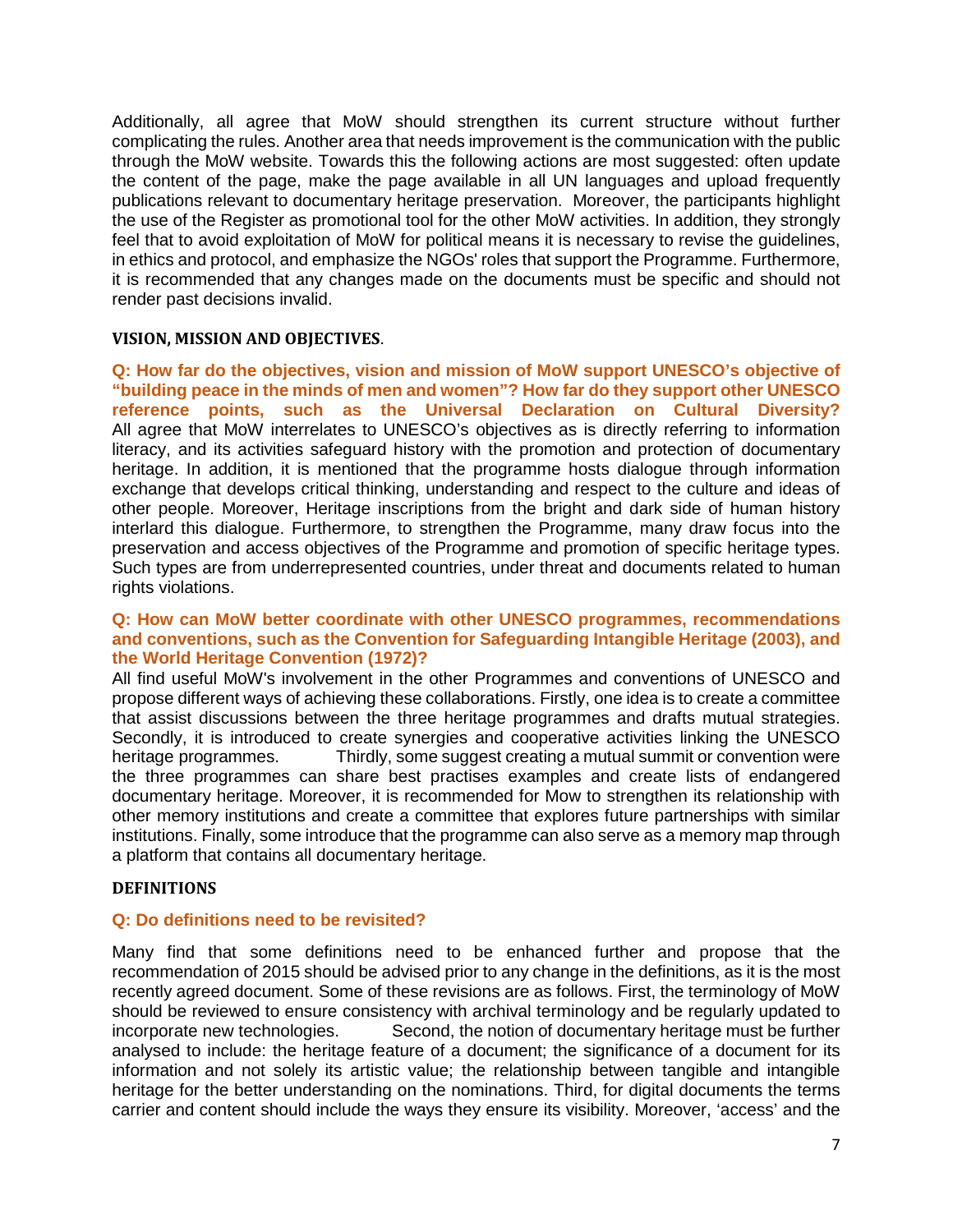Additionally, all agree that MoW should strengthen its current structure without further complicating the rules. Another area that needs improvement is the communication with the public through the MoW website. Towards this the following actions are most suggested: often update the content of the page, make the page available in all UN languages and upload frequently publications relevant to documentary heritage preservation. Moreover, the participants highlight the use of the Register as promotional tool for the other MoW activities. In addition, they strongly feel that to avoid exploitation of MoW for political means it is necessary to revise the guidelines, in ethics and protocol, and emphasize the NGOs' roles that support the Programme. Furthermore, it is recommended that any changes made on the documents must be specific and should not render past decisions invalid.

## VISION, MISSION AND OBJECTIVES.

**Q: How far do the objectives, vision and mission of MoW support UNESCO's objective of "building peace in the minds of men and women"? How far do they support other UNESCO reference points, such as the Universal Declaration on Cultural Diversity?**
All agree that MoW interrelates to UNESCO's objectives as is directly referring to information literacy, and its activities safeguard history with the promotion and protection of documentary heritage. In addition, it is mentioned that the programme hosts dialogue through information exchange that develops critical thinking, understanding and respect to the culture and ideas of other people. Moreover, Heritage inscriptions from the bright and dark side of human history interlard this dialogue. Furthermore, to strengthen the Programme, many draw focus into the preservation and access objectives of the Programme and promotion of specific heritage types. Such types are from underrepresented countries, under threat and documents related to human rights violations.

**Q: How can MoW better coordinate with other UNESCO programmes, recommendations and conventions, such as the Convention for Safeguarding Intangible Heritage (2003), and the World Heritage Convention (1972)?**
All find useful MoW's involvement in the other Programmes and conventions of UNESCO and propose different ways of achieving these collaborations. Firstly, one idea is to create a committee that assist discussions between the three heritage programmes and drafts mutual strategies. Secondly, it is introduced to create synergies and cooperative activities linking the UNESCO heritage programmes. Thirdly, some suggest creating a mutual summit or convention were the three programmes can share best practises examples and create lists of endangered documentary heritage. Moreover, it is recommended for Mow to strengthen its relationship with other memory institutions and create a committee that explores future partnerships with similar institutions. Finally, some introduce that the programme can also serve as a memory map through a platform that contains all documentary heritage.

## DEFINITIONS

**Q: Do definitions need to be revisited?**

Many find that some definitions need to be enhanced further and propose that the recommendation of 2015 should be advised prior to any change in the definitions, as it is the most recently agreed document. Some of these revisions are as follows. First, the terminology of MoW should be reviewed to ensure consistency with archival terminology and be regularly updated to incorporate new technologies. Second, the notion of documentary heritage must be further analysed to include: the heritage feature of a document; the significance of a document for its information and not solely its artistic value; the relationship between tangible and intangible heritage for the better understanding on the nominations. Third, for digital documents the terms carrier and content should include the ways they ensure its visibility. Moreover, 'access' and the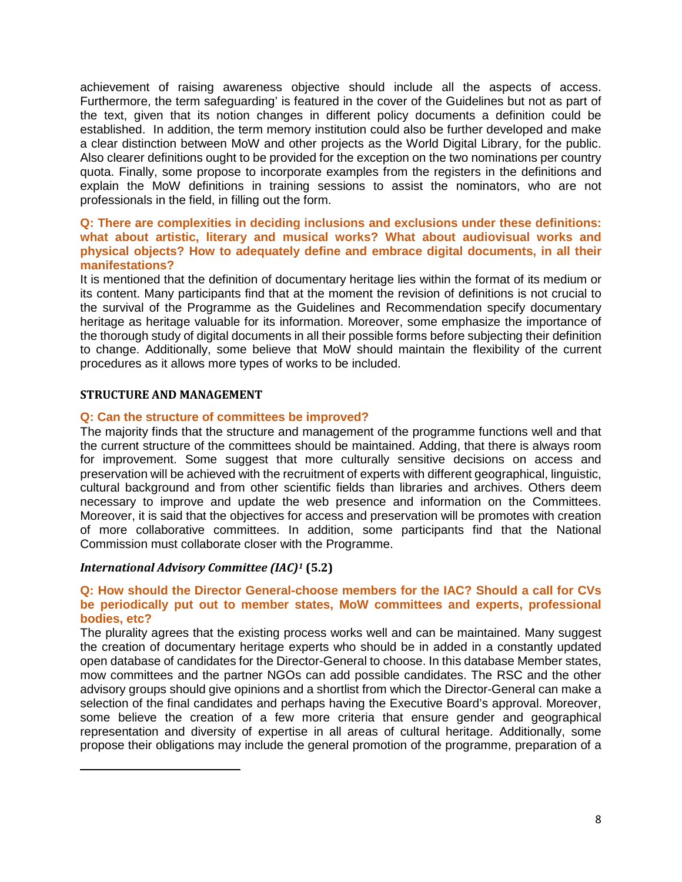achievement of raising awareness objective should include all the aspects of access. Furthermore, the term safeguarding' is featured in the cover of the Guidelines but not as part of the text, given that its notion changes in different policy documents a definition could be established. In addition, the term memory institution could also be further developed and make a clear distinction between MoW and other projects as the World Digital Library, for the public. Also clearer definitions ought to be provided for the exception on the two nominations per country quota. Finally, some propose to incorporate examples from the registers in the definitions and explain the MoW definitions in training sessions to assist the nominators, who are not professionals in the field, in filling out the form.

**Q: There are complexities in deciding inclusions and exclusions under these definitions: what about artistic, literary and musical works? What about audiovisual works and physical objects? How to adequately define and embrace digital documents, in all their manifestations?**

It is mentioned that the definition of documentary heritage lies within the format of its medium or its content. Many participants find that at the moment the revision of definitions is not crucial to the survival of the Programme as the Guidelines and Recommendation specify documentary heritage as heritage valuable for its information. Moreover, some emphasize the importance of the thorough study of digital documents in all their possible forms before subjecting their definition to change. Additionally, some believe that MoW should maintain the flexibility of the current procedures as it allows more types of works to be included.

## STRUCTURE AND MANAGEMENT

**Q: Can the structure of committees be improved?**

The majority finds that the structure and management of the programme functions well and that the current structure of the committees should be maintained. Adding, that there is always room for improvement. Some suggest that more culturally sensitive decisions on access and preservation will be achieved with the recruitment of experts with different geographical, linguistic, cultural background and from other scientific fields than libraries and archives. Others deem necessary to improve and update the web presence and information on the Committees. Moreover, it is said that the objectives for access and preservation will be promotes with creation of more collaborative committees. In addition, some participants find that the National Commission must collaborate closer with the Programme.

### *International Advisory Committee (IAC)*[1] (5.2)

**Q: How should the Director General-choose members for the IAC? Should a call for CVs be periodically put out to member states, MoW committees and experts, professional bodies, etc?**

The plurality agrees that the existing process works well and can be maintained. Many suggest the creation of documentary heritage experts who should be in added in a constantly updated open database of candidates for the Director-General to choose. In this database Member states, mow committees and the partner NGOs can add possible candidates. The RSC and the other advisory groups should give opinions and a shortlist from which the Director-General can make a selection of the final candidates and perhaps having the Executive Board's approval. Moreover, some believe the creation of a few more criteria that ensure gender and geographical representation and diversity of expertise in all areas of cultural heritage. Additionally, some propose their obligations may include the general promotion of the programme, preparation of a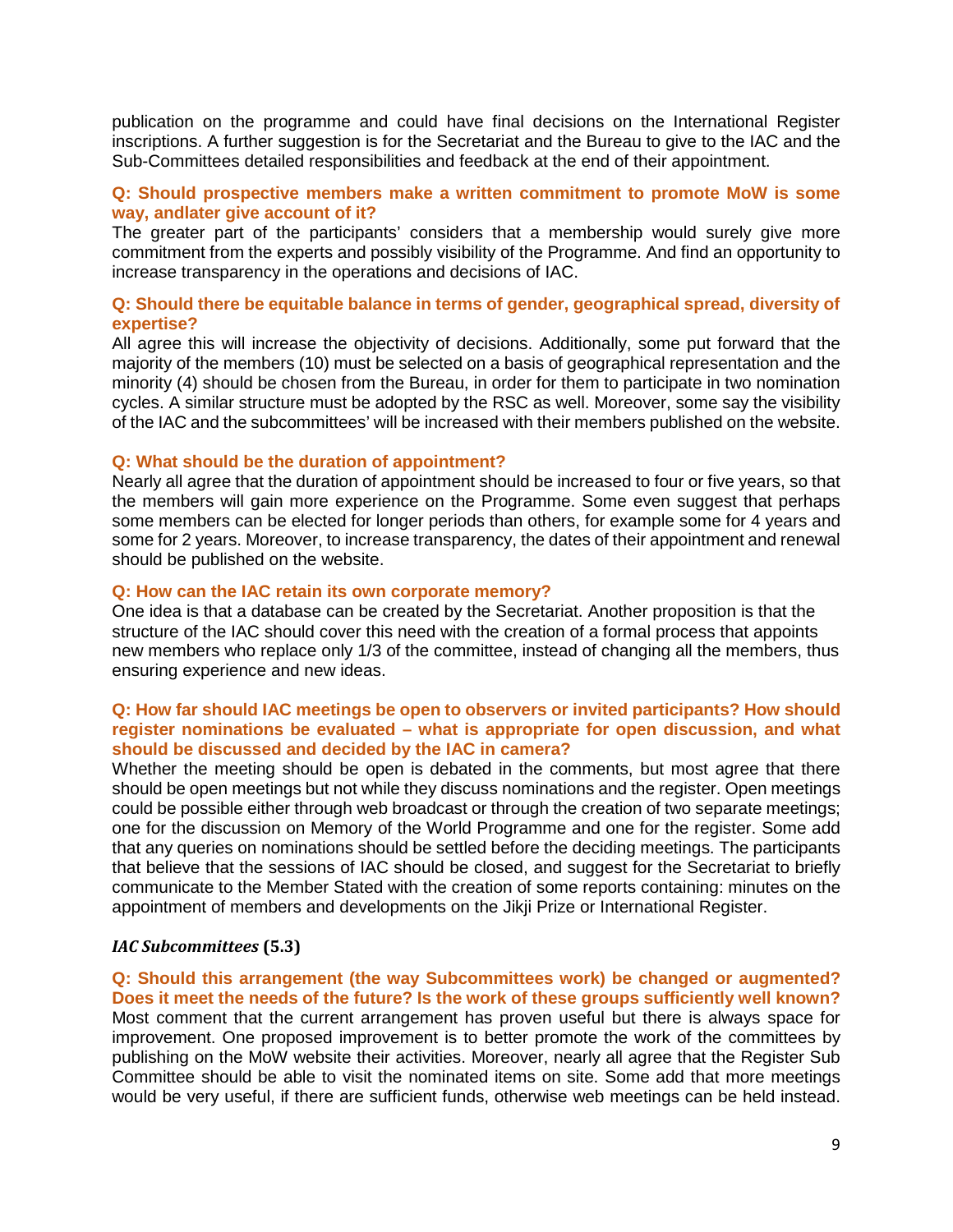publication on the programme and could have final decisions on the International Register inscriptions. A further suggestion is for the Secretariat and the Bureau to give to the IAC and the Sub-Committees detailed responsibilities and feedback at the end of their appointment.

**Q: Should prospective members make a written commitment to promote MoW is some way, andlater give account of it?**

The greater part of the participants' considers that a membership would surely give more commitment from the experts and possibly visibility of the Programme. And find an opportunity to increase transparency in the operations and decisions of IAC.

**Q: Should there be equitable balance in terms of gender, geographical spread, diversity of expertise?**

All agree this will increase the objectivity of decisions. Additionally, some put forward that the majority of the members (10) must be selected on a basis of geographical representation and the minority (4) should be chosen from the Bureau, in order for them to participate in two nomination cycles. A similar structure must be adopted by the RSC as well. Moreover, some say the visibility of the IAC and the subcommittees' will be increased with their members published on the website.

**Q: What should be the duration of appointment?**

Nearly all agree that the duration of appointment should be increased to four or five years, so that the members will gain more experience on the Programme. Some even suggest that perhaps some members can be elected for longer periods than others, for example some for 4 years and some for 2 years. Moreover, to increase transparency, the dates of their appointment and renewal should be published on the website.

**Q: How can the IAC retain its own corporate memory?**

One idea is that a database can be created by the Secretariat. Another proposition is that the structure of the IAC should cover this need with the creation of a formal process that appoints new members who replace only 1/3 of the committee, instead of changing all the members, thus ensuring experience and new ideas.

**Q: How far should IAC meetings be open to observers or invited participants? How should register nominations be evaluated – what is appropriate for open discussion, and what should be discussed and decided by the IAC in camera?**

Whether the meeting should be open is debated in the comments, but most agree that there should be open meetings but not while they discuss nominations and the register. Open meetings could be possible either through web broadcast or through the creation of two separate meetings; one for the discussion on Memory of the World Programme and one for the register. Some add that any queries on nominations should be settled before the deciding meetings. The participants that believe that the sessions of IAC should be closed, and suggest for the Secretariat to briefly communicate to the Member Stated with the creation of some reports containing: minutes on the appointment of members and developments on the Jikji Prize or International Register.

***IAC Subcommittees* (5.3)**

**Q: Should this arrangement (the way Subcommittees work) be changed or augmented? Does it meet the needs of the future? Is the work of these groups sufficiently well known?**

Most comment that the current arrangement has proven useful but there is always space for improvement. One proposed improvement is to better promote the work of the committees by publishing on the MoW website their activities. Moreover, nearly all agree that the Register Sub Committee should be able to visit the nominated items on site. Some add that more meetings would be very useful, if there are sufficient funds, otherwise web meetings can be held instead.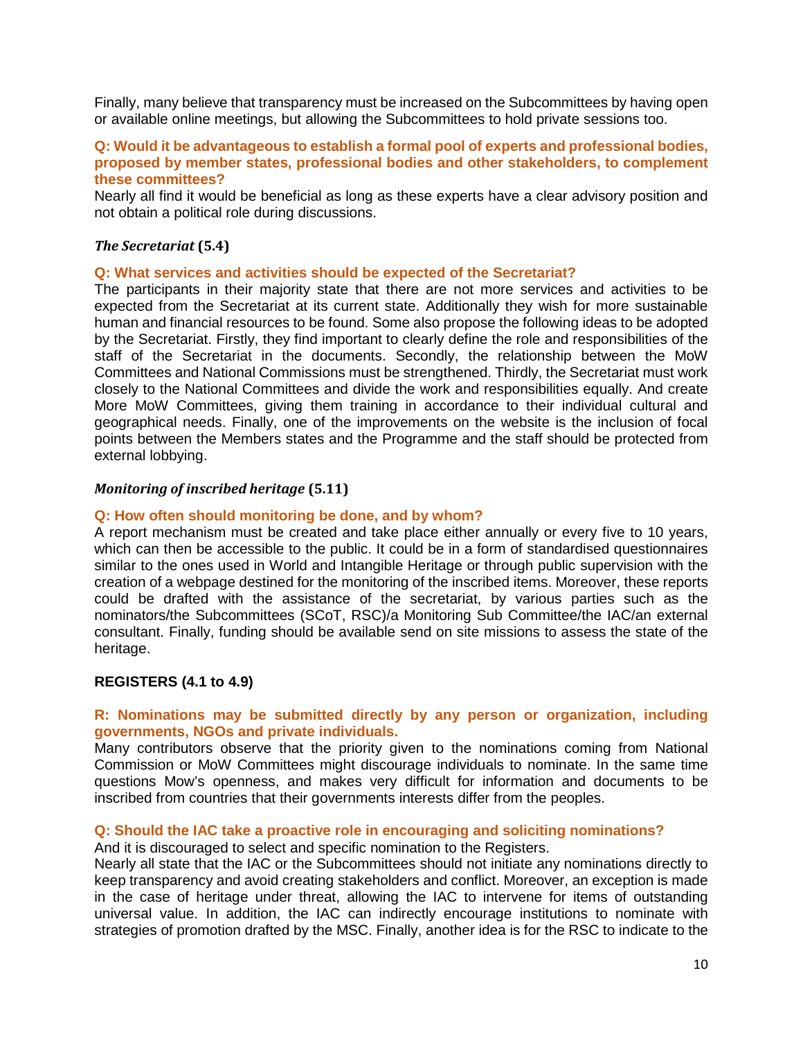Finally, many believe that transparency must be increased on the Subcommittees by having open or available online meetings, but allowing the Subcommittees to hold private sessions too.

**Q: Would it be advantageous to establish a formal pool of experts and professional bodies, proposed by member states, professional bodies and other stakeholders, to complement these committees?**

Nearly all find it would be beneficial as long as these experts have a clear advisory position and not obtain a political role during discussions.

***The Secretariat* (5.4)**

**Q: What services and activities should be expected of the Secretariat?**

The participants in their majority state that there are not more services and activities to be expected from the Secretariat at its current state. Additionally they wish for more sustainable human and financial resources to be found. Some also propose the following ideas to be adopted by the Secretariat. Firstly, they find important to clearly define the role and responsibilities of the staff of the Secretariat in the documents. Secondly, the relationship between the MoW Committees and National Commissions must be strengthened. Thirdly, the Secretariat must work closely to the National Committees and divide the work and responsibilities equally. And create More MoW Committees, giving them training in accordance to their individual cultural and geographical needs. Finally, one of the improvements on the website is the inclusion of focal points between the Members states and the Programme and the staff should be protected from external lobbying.

***Monitoring of inscribed heritage* (5.11)**

**Q: How often should monitoring be done, and by whom?**

A report mechanism must be created and take place either annually or every five to 10 years, which can then be accessible to the public. It could be in a form of standardised questionnaires similar to the ones used in World and Intangible Heritage or through public supervision with the creation of a webpage destined for the monitoring of the inscribed items. Moreover, these reports could be drafted with the assistance of the secretariat, by various parties such as the nominators/the Subcommittees (SCoT, RSC)/a Monitoring Sub Committee/the IAC/an external consultant. Finally, funding should be available send on site missions to assess the state of the heritage.

**REGISTERS (4.1 to 4.9)**

**R: Nominations may be submitted directly by any person or organization, including governments, NGOs and private individuals.**

Many contributors observe that the priority given to the nominations coming from National Commission or MoW Committees might discourage individuals to nominate. In the same time questions Mow's openness, and makes very difficult for information and documents to be inscribed from countries that their governments interests differ from the peoples.

**Q: Should the IAC take a proactive role in encouraging and soliciting nominations?**

And it is discouraged to select and specific nomination to the Registers.

Nearly all state that the IAC or the Subcommittees should not initiate any nominations directly to keep transparency and avoid creating stakeholders and conflict. Moreover, an exception is made in the case of heritage under threat, allowing the IAC to intervene for items of outstanding universal value. In addition, the IAC can indirectly encourage institutions to nominate with strategies of promotion drafted by the MSC. Finally, another idea is for the RSC to indicate to the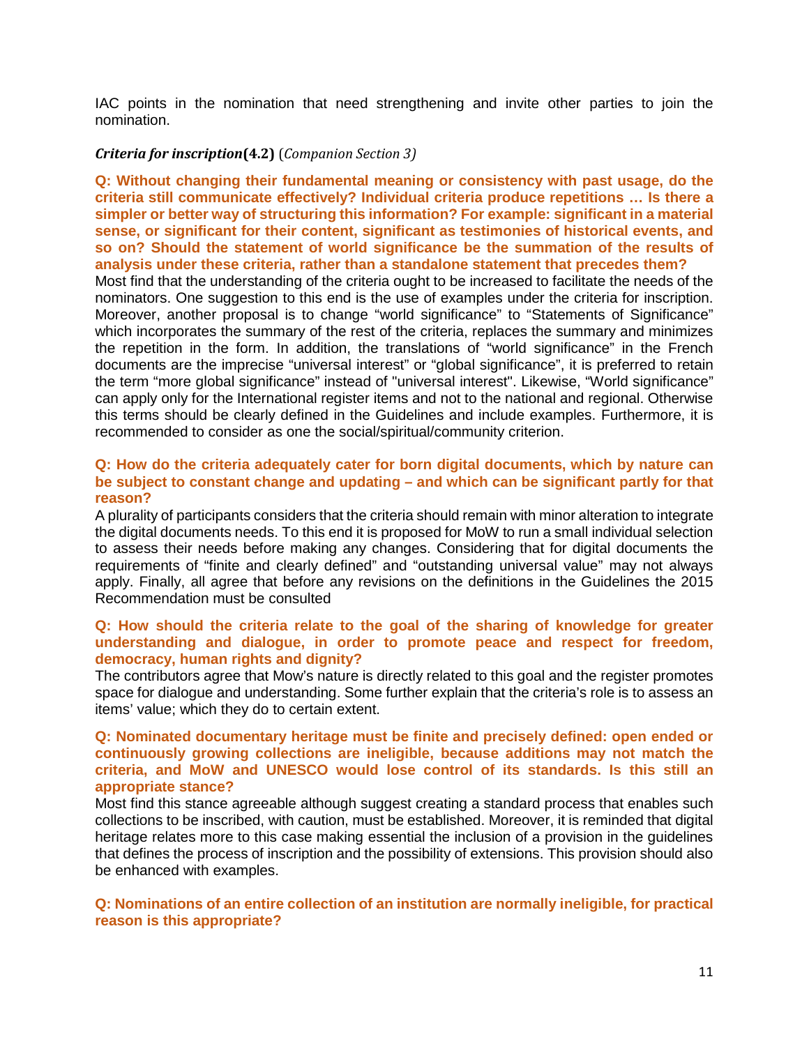IAC points in the nomination that need strengthening and invite other parties to join the nomination.

### *Criteria for inscription* **(4.2)** (*Companion Section 3)*

**Q: Without changing their fundamental meaning or consistency with past usage, do the criteria still communicate effectively? Individual criteria produce repetitions … Is there a simpler or better way of structuring this information? For example: significant in a material sense, or significant for their content, significant as testimonies of historical events, and so on? Should the statement of world significance be the summation of the results of analysis under these criteria, rather than a standalone statement that precedes them?**

Most find that the understanding of the criteria ought to be increased to facilitate the needs of the nominators. One suggestion to this end is the use of examples under the criteria for inscription. Moreover, another proposal is to change “world significance” to “Statements of Significance” which incorporates the summary of the rest of the criteria, replaces the summary and minimizes the repetition in the form. In addition, the translations of “world significance” in the French documents are the imprecise “universal interest” or “global significance”, it is preferred to retain the term “more global significance” instead of "universal interest". Likewise, “World significance” can apply only for the International register items and not to the national and regional. Otherwise this terms should be clearly defined in the Guidelines and include examples. Furthermore, it is recommended to consider as one the social/spiritual/community criterion.

**Q: How do the criteria adequately cater for born digital documents, which by nature can be subject to constant change and updating – and which can be significant partly for that reason?**

A plurality of participants considers that the criteria should remain with minor alteration to integrate the digital documents needs. To this end it is proposed for MoW to run a small individual selection to assess their needs before making any changes. Considering that for digital documents the requirements of “finite and clearly defined” and “outstanding universal value” may not always apply. Finally, all agree that before any revisions on the definitions in the Guidelines the 2015 Recommendation must be consulted

**Q: How should the criteria relate to the goal of the sharing of knowledge for greater understanding and dialogue, in order to promote peace and respect for freedom, democracy, human rights and dignity?**

The contributors agree that Mow’s nature is directly related to this goal and the register promotes space for dialogue and understanding. Some further explain that the criteria’s role is to assess an items’ value; which they do to certain extent.

**Q: Nominated documentary heritage must be finite and precisely defined: open ended or continuously growing collections are ineligible, because additions may not match the criteria, and MoW and UNESCO would lose control of its standards. Is this still an appropriate stance?**

Most find this stance agreeable although suggest creating a standard process that enables such collections to be inscribed, with caution, must be established. Moreover, it is reminded that digital heritage relates more to this case making essential the inclusion of a provision in the guidelines that defines the process of inscription and the possibility of extensions. This provision should also be enhanced with examples.

**Q: Nominations of an entire collection of an institution are normally ineligible, for practical reason is this appropriate?**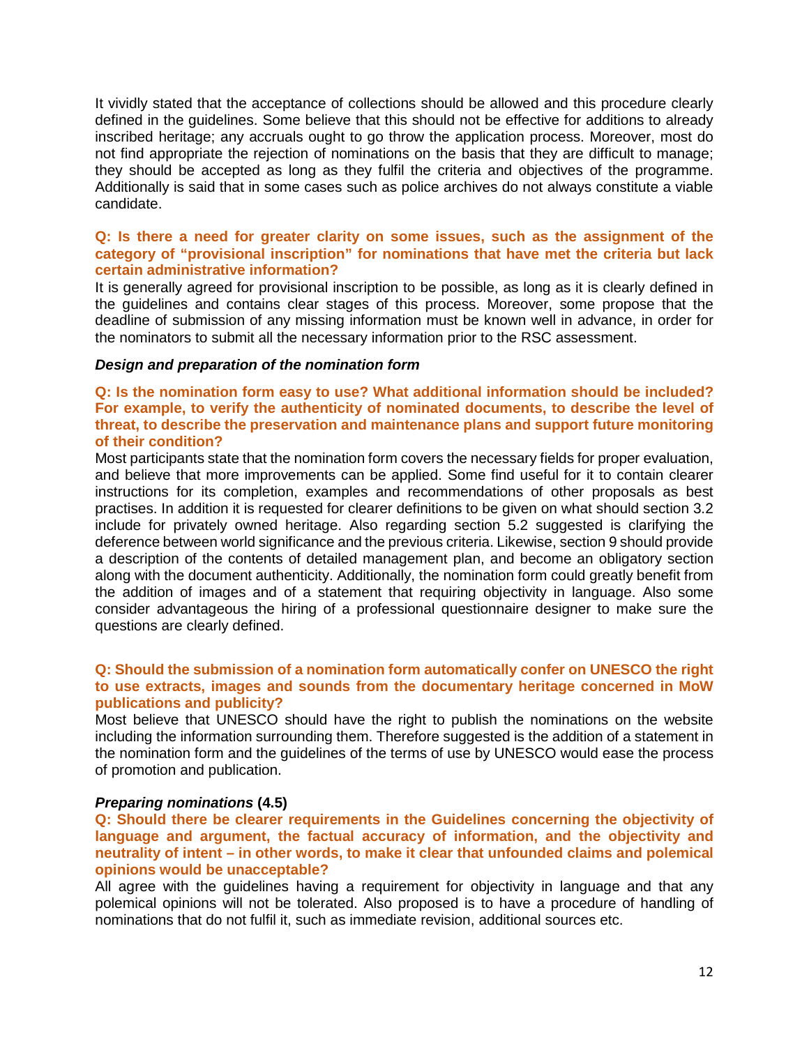It vividly stated that the acceptance of collections should be allowed and this procedure clearly defined in the guidelines. Some believe that this should not be effective for additions to already inscribed heritage; any accruals ought to go throw the application process. Moreover, most do not find appropriate the rejection of nominations on the basis that they are difficult to manage; they should be accepted as long as they fulfil the criteria and objectives of the programme. Additionally is said that in some cases such as police archives do not always constitute a viable candidate.

**Q: Is there a need for greater clarity on some issues, such as the assignment of the category of "provisional inscription" for nominations that have met the criteria but lack certain administrative information?**

It is generally agreed for provisional inscription to be possible, as long as it is clearly defined in the guidelines and contains clear stages of this process. Moreover, some propose that the deadline of submission of any missing information must be known well in advance, in order for the nominators to submit all the necessary information prior to the RSC assessment.

***Design and preparation of the nomination form***

**Q: Is the nomination form easy to use? What additional information should be included? For example, to verify the authenticity of nominated documents, to describe the level of threat, to describe the preservation and maintenance plans and support future monitoring of their condition?**

Most participants state that the nomination form covers the necessary fields for proper evaluation, and believe that more improvements can be applied. Some find useful for it to contain clearer instructions for its completion, examples and recommendations of other proposals as best practises. In addition it is requested for clearer definitions to be given on what should section 3.2 include for privately owned heritage. Also regarding section 5.2 suggested is clarifying the deference between world significance and the previous criteria. Likewise, section 9 should provide a description of the contents of detailed management plan, and become an obligatory section along with the document authenticity. Additionally, the nomination form could greatly benefit from the addition of images and of a statement that requiring objectivity in language. Also some consider advantageous the hiring of a professional questionnaire designer to make sure the questions are clearly defined.

**Q: Should the submission of a nomination form automatically confer on UNESCO the right to use extracts, images and sounds from the documentary heritage concerned in MoW publications and publicity?**

Most believe that UNESCO should have the right to publish the nominations on the website including the information surrounding them. Therefore suggested is the addition of a statement in the nomination form and the guidelines of the terms of use by UNESCO would ease the process of promotion and publication.

***Preparing nominations* (4.5)**

**Q: Should there be clearer requirements in the Guidelines concerning the objectivity of language and argument, the factual accuracy of information, and the objectivity and neutrality of intent – in other words, to make it clear that unfounded claims and polemical opinions would be unacceptable?**

All agree with the guidelines having a requirement for objectivity in language and that any polemical opinions will not be tolerated. Also proposed is to have a procedure of handling of nominations that do not fulfil it, such as immediate revision, additional sources etc.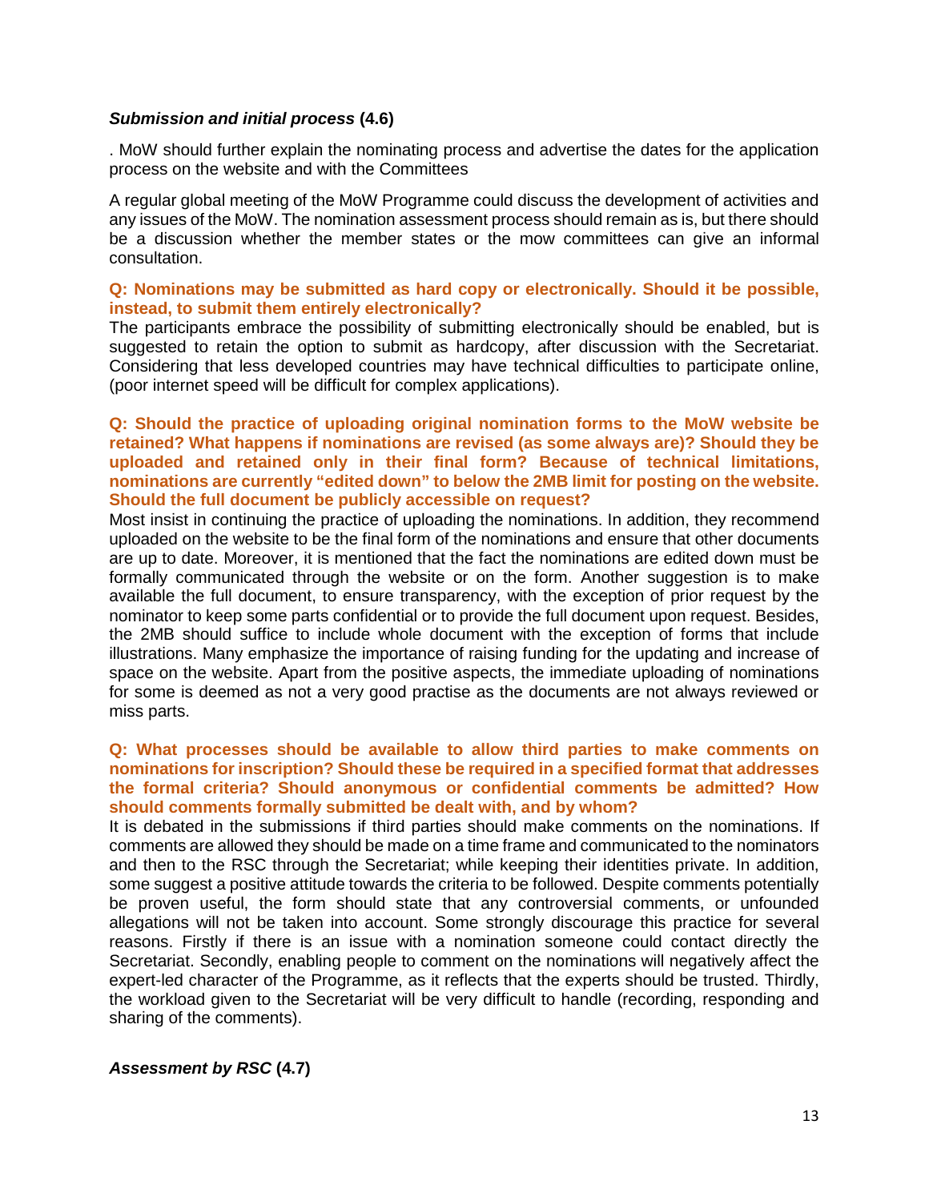***Submission and initial process* (4.6)**

. MoW should further explain the nominating process and advertise the dates for the application process on the website and with the Committees

A regular global meeting of the MoW Programme could discuss the development of activities and any issues of the MoW. The nomination assessment process should remain as is, but there should be a discussion whether the member states or the mow committees can give an informal consultation.

**Q: Nominations may be submitted as hard copy or electronically. Should it be possible, instead, to submit them entirely electronically?**

The participants embrace the possibility of submitting electronically should be enabled, but is suggested to retain the option to submit as hardcopy, after discussion with the Secretariat. Considering that less developed countries may have technical difficulties to participate online, (poor internet speed will be difficult for complex applications).

**Q: Should the practice of uploading original nomination forms to the MoW website be retained? What happens if nominations are revised (as some always are)? Should they be uploaded and retained only in their final form? Because of technical limitations, nominations are currently "edited down" to below the 2MB limit for posting on the website. Should the full document be publicly accessible on request?**

Most insist in continuing the practice of uploading the nominations. In addition, they recommend uploaded on the website to be the final form of the nominations and ensure that other documents are up to date. Moreover, it is mentioned that the fact the nominations are edited down must be formally communicated through the website or on the form. Another suggestion is to make available the full document, to ensure transparency, with the exception of prior request by the nominator to keep some parts confidential or to provide the full document upon request. Besides, the 2MB should suffice to include whole document with the exception of forms that include illustrations. Many emphasize the importance of raising funding for the updating and increase of space on the website. Apart from the positive aspects, the immediate uploading of nominations for some is deemed as not a very good practise as the documents are not always reviewed or miss parts.

**Q: What processes should be available to allow third parties to make comments on nominations for inscription? Should these be required in a specified format that addresses the formal criteria? Should anonymous or confidential comments be admitted? How should comments formally submitted be dealt with, and by whom?**

It is debated in the submissions if third parties should make comments on the nominations. If comments are allowed they should be made on a time frame and communicated to the nominators and then to the RSC through the Secretariat; while keeping their identities private. In addition, some suggest a positive attitude towards the criteria to be followed. Despite comments potentially be proven useful, the form should state that any controversial comments, or unfounded allegations will not be taken into account. Some strongly discourage this practice for several reasons. Firstly if there is an issue with a nomination someone could contact directly the Secretariat. Secondly, enabling people to comment on the nominations will negatively affect the expert-led character of the Programme, as it reflects that the experts should be trusted. Thirdly, the workload given to the Secretariat will be very difficult to handle (recording, responding and sharing of the comments).

***Assessment by RSC* (4.7)**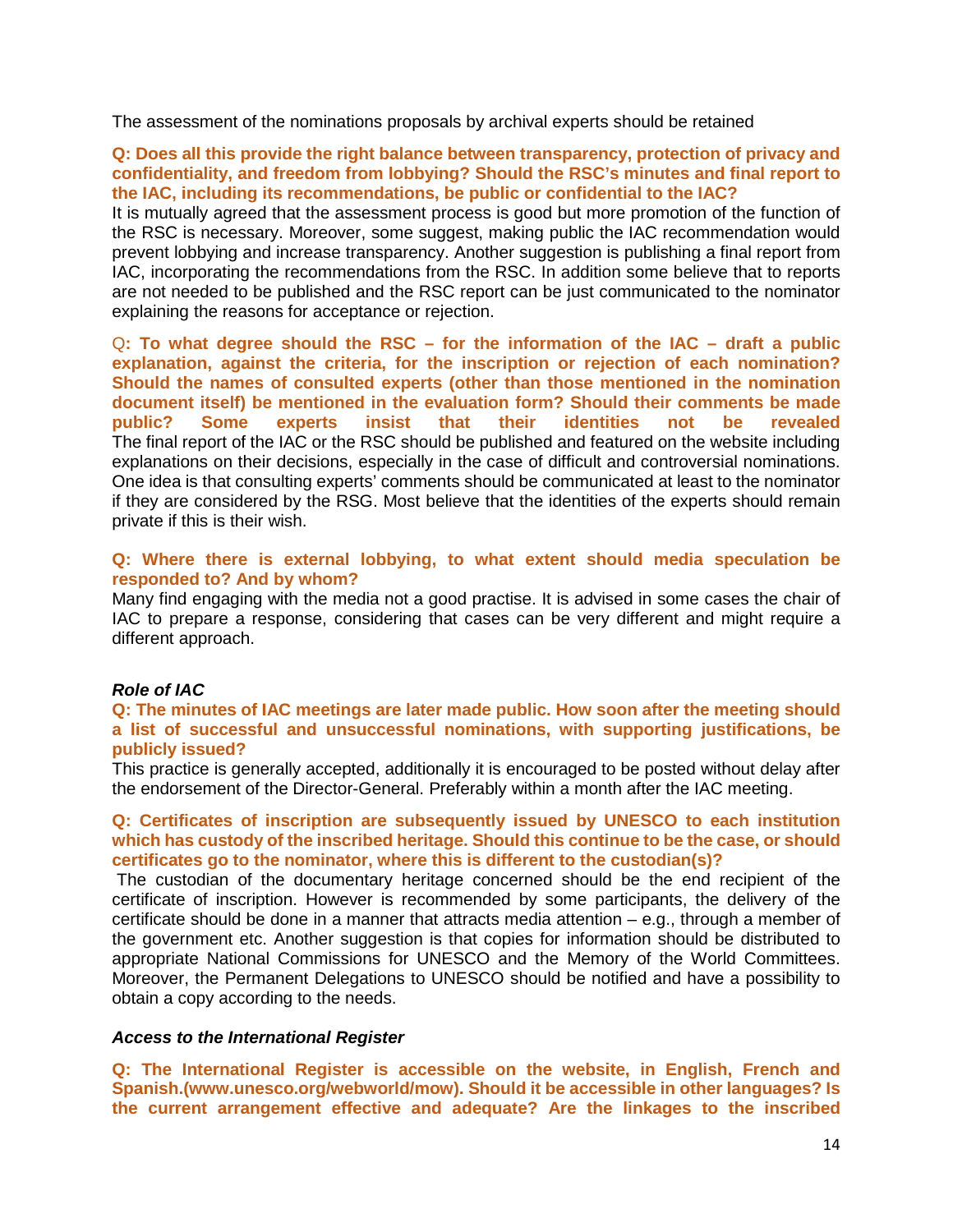The assessment of the nominations proposals by archival experts should be retained

**Q: Does all this provide the right balance between transparency, protection of privacy and confidentiality, and freedom from lobbying? Should the RSC's minutes and final report to the IAC, including its recommendations, be public or confidential to the IAC?**

It is mutually agreed that the assessment process is good but more promotion of the function of the RSC is necessary. Moreover, some suggest, making public the IAC recommendation would prevent lobbying and increase transparency. Another suggestion is publishing a final report from IAC, incorporating the recommendations from the RSC. In addition some believe that to reports are not needed to be published and the RSC report can be just communicated to the nominator explaining the reasons for acceptance or rejection.

Q**: To what degree should the RSC – for the information of the IAC – draft a public explanation, against the criteria, for the inscription or rejection of each nomination? Should the names of consulted experts (other than those mentioned in the nomination document itself) be mentioned in the evaluation form? Should their comments be made public? Some experts insist that their identities not be revealed**

The final report of the IAC or the RSC should be published and featured on the website including explanations on their decisions, especially in the case of difficult and controversial nominations. One idea is that consulting experts' comments should be communicated at least to the nominator if they are considered by the RSG. Most believe that the identities of the experts should remain private if this is their wish.

**Q: Where there is external lobbying, to what extent should media speculation be responded to? And by whom?**

Many find engaging with the media not a good practise. It is advised in some cases the chair of IAC to prepare a response, considering that cases can be very different and might require a different approach.

***Role of IAC***

**Q: The minutes of IAC meetings are later made public. How soon after the meeting should a list of successful and unsuccessful nominations, with supporting justifications, be publicly issued?**

This practice is generally accepted, additionally it is encouraged to be posted without delay after the endorsement of the Director-General. Preferably within a month after the IAC meeting.

**Q: Certificates of inscription are subsequently issued by UNESCO to each institution which has custody of the inscribed heritage. Should this continue to be the case, or should certificates go to the nominator, where this is different to the custodian(s)?**

The custodian of the documentary heritage concerned should be the end recipient of the certificate of inscription. However is recommended by some participants, the delivery of the certificate should be done in a manner that attracts media attention – e.g., through a member of the government etc. Another suggestion is that copies for information should be distributed to appropriate National Commissions for UNESCO and the Memory of the World Committees. Moreover, the Permanent Delegations to UNESCO should be notified and have a possibility to obtain a copy according to the needs.

***Access to the International Register***

**Q: The International Register is accessible on the website, in English, French and Spanish.(www.unesco.org/webworld/mow). Should it be accessible in other languages? Is the current arrangement effective and adequate? Are the linkages to the inscribed**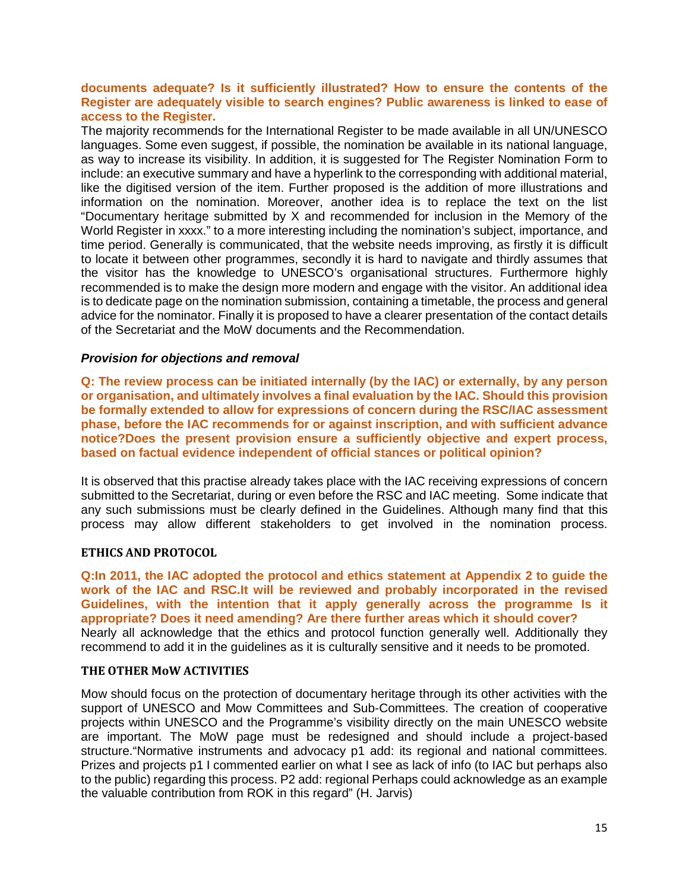**documents adequate? Is it sufficiently illustrated? How to ensure the contents of the Register are adequately visible to search engines? Public awareness is linked to ease of access to the Register.**

The majority recommends for the International Register to be made available in all UN/UNESCO languages. Some even suggest, if possible, the nomination be available in its national language, as way to increase its visibility. In addition, it is suggested for The Register Nomination Form to include: an executive summary and have a hyperlink to the corresponding with additional material, like the digitised version of the item. Further proposed is the addition of more illustrations and information on the nomination. Moreover, another idea is to replace the text on the list "Documentary heritage submitted by X and recommended for inclusion in the Memory of the World Register in xxxx." to a more interesting including the nomination's subject, importance, and time period. Generally is communicated, that the website needs improving, as firstly it is difficult to locate it between other programmes, secondly it is hard to navigate and thirdly assumes that the visitor has the knowledge to UNESCO's organisational structures. Furthermore highly recommended is to make the design more modern and engage with the visitor. An additional idea is to dedicate page on the nomination submission, containing a timetable, the process and general advice for the nominator. Finally it is proposed to have a clearer presentation of the contact details of the Secretariat and the MoW documents and the Recommendation.

### *Provision for objections and removal*

**Q: The review process can be initiated internally (by the IAC) or externally, by any person or organisation, and ultimately involves a final evaluation by the IAC. Should this provision be formally extended to allow for expressions of concern during the RSC/IAC assessment phase, before the IAC recommends for or against inscription, and with sufficient advance notice?Does the present provision ensure a sufficiently objective and expert process, based on factual evidence independent of official stances or political opinion?**

It is observed that this practise already takes place with the IAC receiving expressions of concern submitted to the Secretariat, during or even before the RSC and IAC meeting. Some indicate that any such submissions must be clearly defined in the Guidelines. Although many find that this process may allow different stakeholders to get involved in the nomination process.

## ETHICS AND PROTOCOL

**Q:In 2011, the IAC adopted the protocol and ethics statement at Appendix 2 to guide the work of the IAC and RSC.It will be reviewed and probably incorporated in the revised Guidelines, with the intention that it apply generally across the programme Is it appropriate? Does it need amending? Are there further areas which it should cover?**

Nearly all acknowledge that the ethics and protocol function generally well. Additionally they recommend to add it in the guidelines as it is culturally sensitive and it needs to be promoted.

## THE OTHER MoW ACTIVITIES

Mow should focus on the protection of documentary heritage through its other activities with the support of UNESCO and Mow Committees and Sub-Committees. The creation of cooperative projects within UNESCO and the Programme's visibility directly on the main UNESCO website are important. The MoW page must be redesigned and should include a project-based structure."Normative instruments and advocacy p1 add: its regional and national committees. Prizes and projects p1 I commented earlier on what I see as lack of info (to IAC but perhaps also to the public) regarding this process. P2 add: regional Perhaps could acknowledge as an example the valuable contribution from ROK in this regard" (H. Jarvis)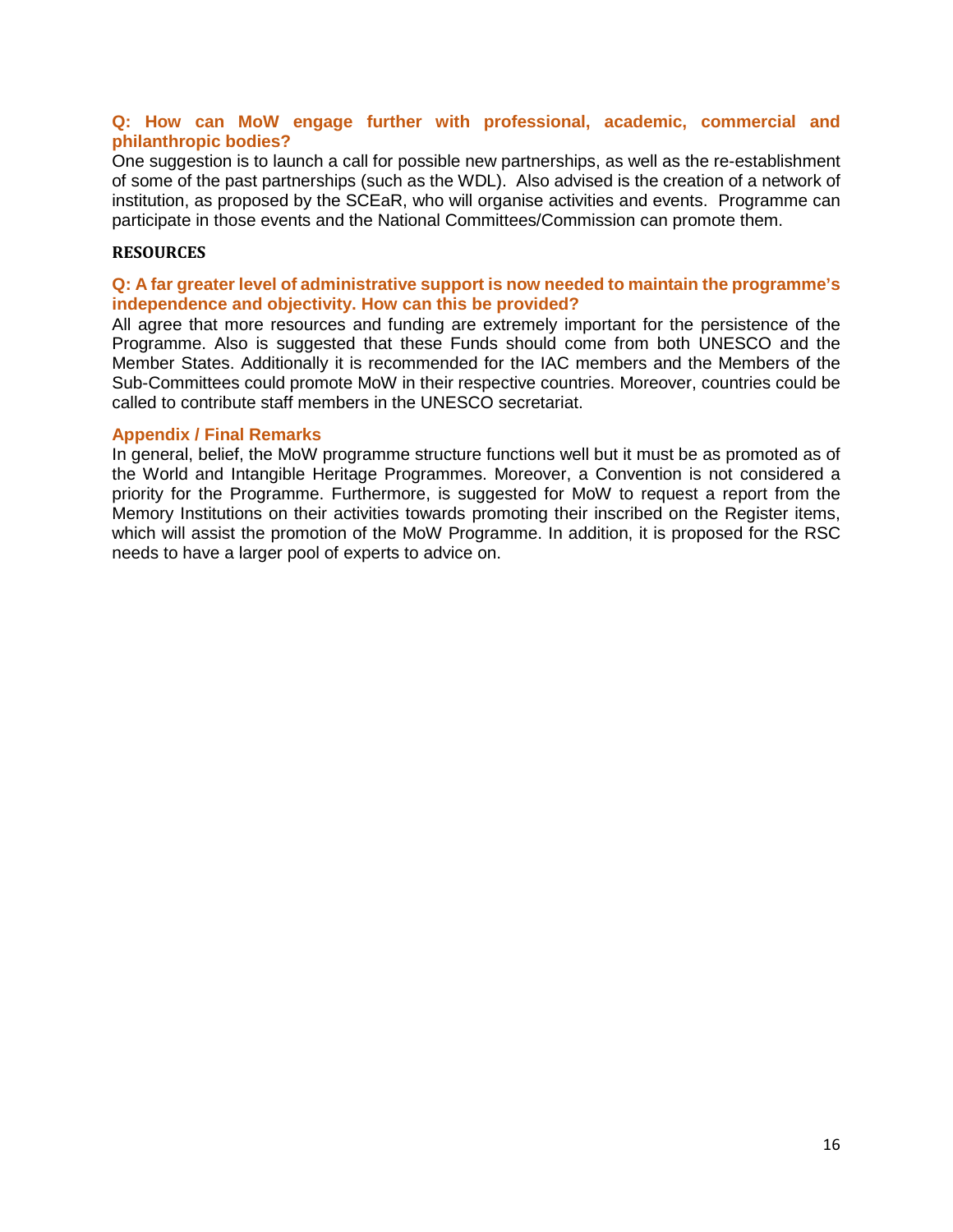**Q: How can MoW engage further with professional, academic, commercial and philanthropic bodies?**

One suggestion is to launch a call for possible new partnerships, as well as the re-establishment of some of the past partnerships (such as the WDL). Also advised is the creation of a network of institution, as proposed by the SCEaR, who will organise activities and events. Programme can participate in those events and the National Committees/Commission can promote them.

## RESOURCES

**Q: A far greater level of administrative support is now needed to maintain the programme's independence and objectivity. How can this be provided?**

All agree that more resources and funding are extremely important for the persistence of the Programme. Also is suggested that these Funds should come from both UNESCO and the Member States. Additionally it is recommended for the IAC members and the Members of the Sub-Committees could promote MoW in their respective countries. Moreover, countries could be called to contribute staff members in the UNESCO secretariat.

**Appendix / Final Remarks**

In general, belief, the MoW programme structure functions well but it must be as promoted as of the World and Intangible Heritage Programmes. Moreover, a Convention is not considered a priority for the Programme. Furthermore, is suggested for MoW to request a report from the Memory Institutions on their activities towards promoting their inscribed on the Register items, which will assist the promotion of the MoW Programme. In addition, it is proposed for the RSC needs to have a larger pool of experts to advice on.